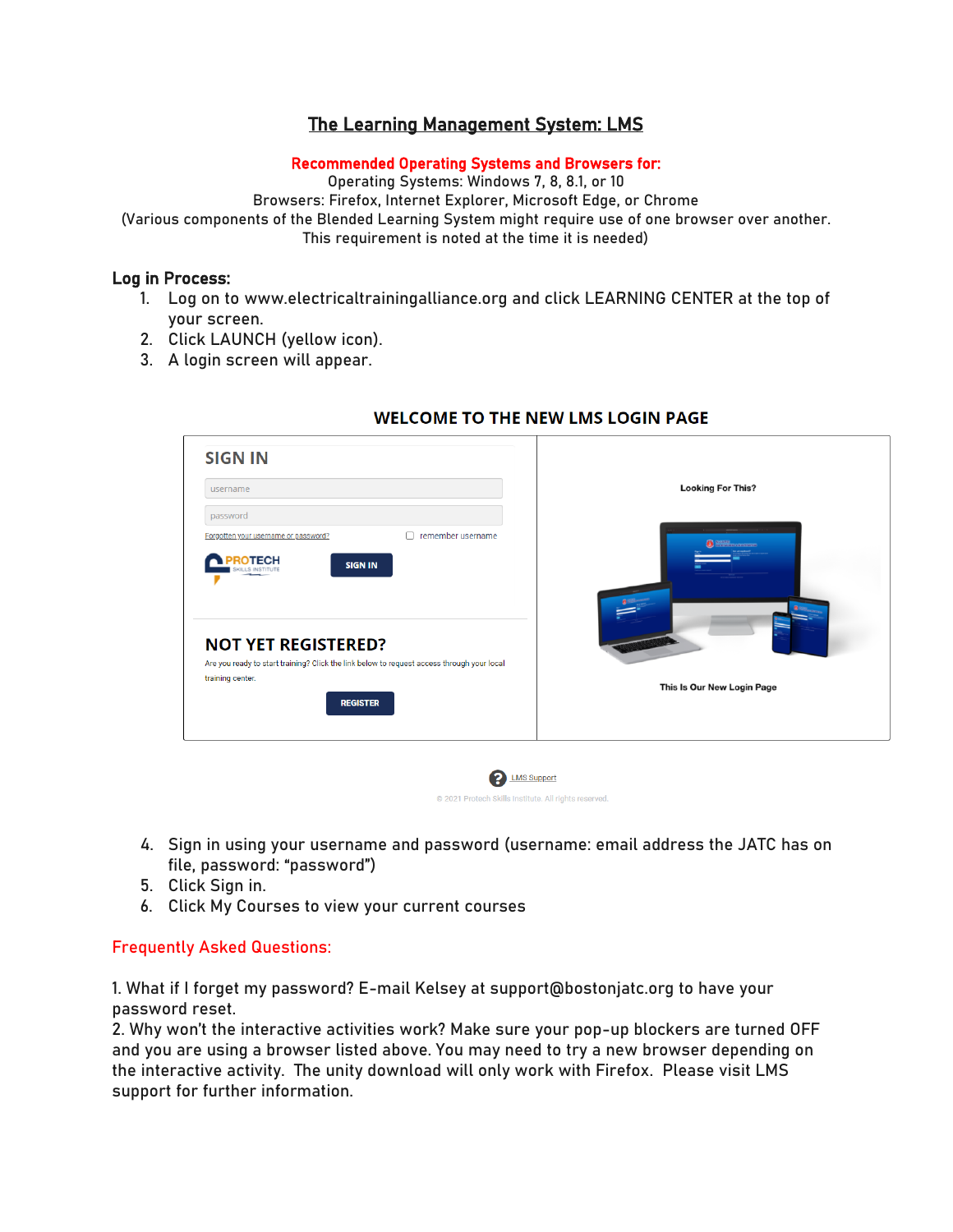# The Learning Management System: LMS

**Recommended Operating Systems and Browsers for:**
Operating Systems: Windows 7, 8, 8.1, or 10
Browsers: Firefox, Internet Explorer, Microsoft Edge, or Chrome
(Various components of the Blended Learning System might require use of one browser over another. This requirement is noted at the time it is needed)

## Log in Process:

1. Log on to www.electricaltrainingalliance.org and click LEARNING CENTER at the top of your screen.
2. Click LAUNCH (yellow icon).
3. A login screen will appear.

**WELCOME TO THE NEW LMS LOGIN PAGE**

SIGN IN

username

password

Forgotten your username or password? remember username

SIGN IN

NOT YET REGISTERED?

Are you ready to start training? Click the link below to request access through your local training center.

REGISTER

Looking For This?

This Is Our New Login Page

LMS Support

© 2021 Protech Skills Institute. All rights reserved.

4. Sign in using your username and password (username: email address the JATC has on file, password: "password")
5. Click Sign in.
6. Click My Courses to view your current courses

## Frequently Asked Questions:

1. What if I forget my password? E-mail Kelsey at support@bostonjatc.org to have your password reset.
2. Why won't the interactive activities work? Make sure your pop-up blockers are turned OFF and you are using a browser listed above. You may need to try a new browser depending on the interactive activity. The unity download will only work with Firefox. Please visit LMS support for further information.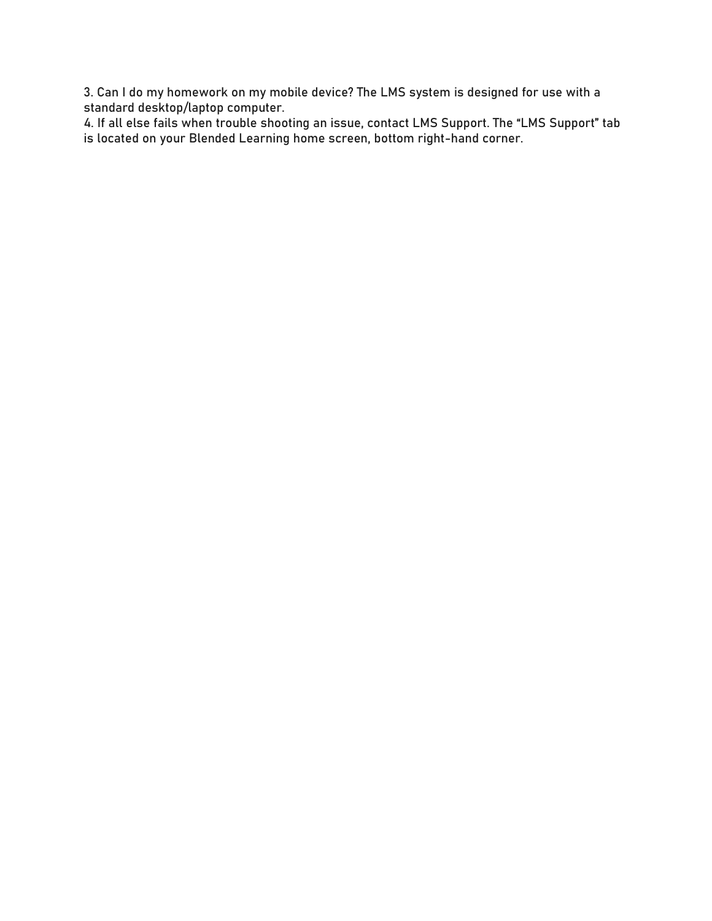3. Can I do my homework on my mobile device? The LMS system is designed for use with a standard desktop/laptop computer.

4. If all else fails when trouble shooting an issue, contact LMS Support. The “LMS Support” tab is located on your Blended Learning home screen, bottom right-hand corner.